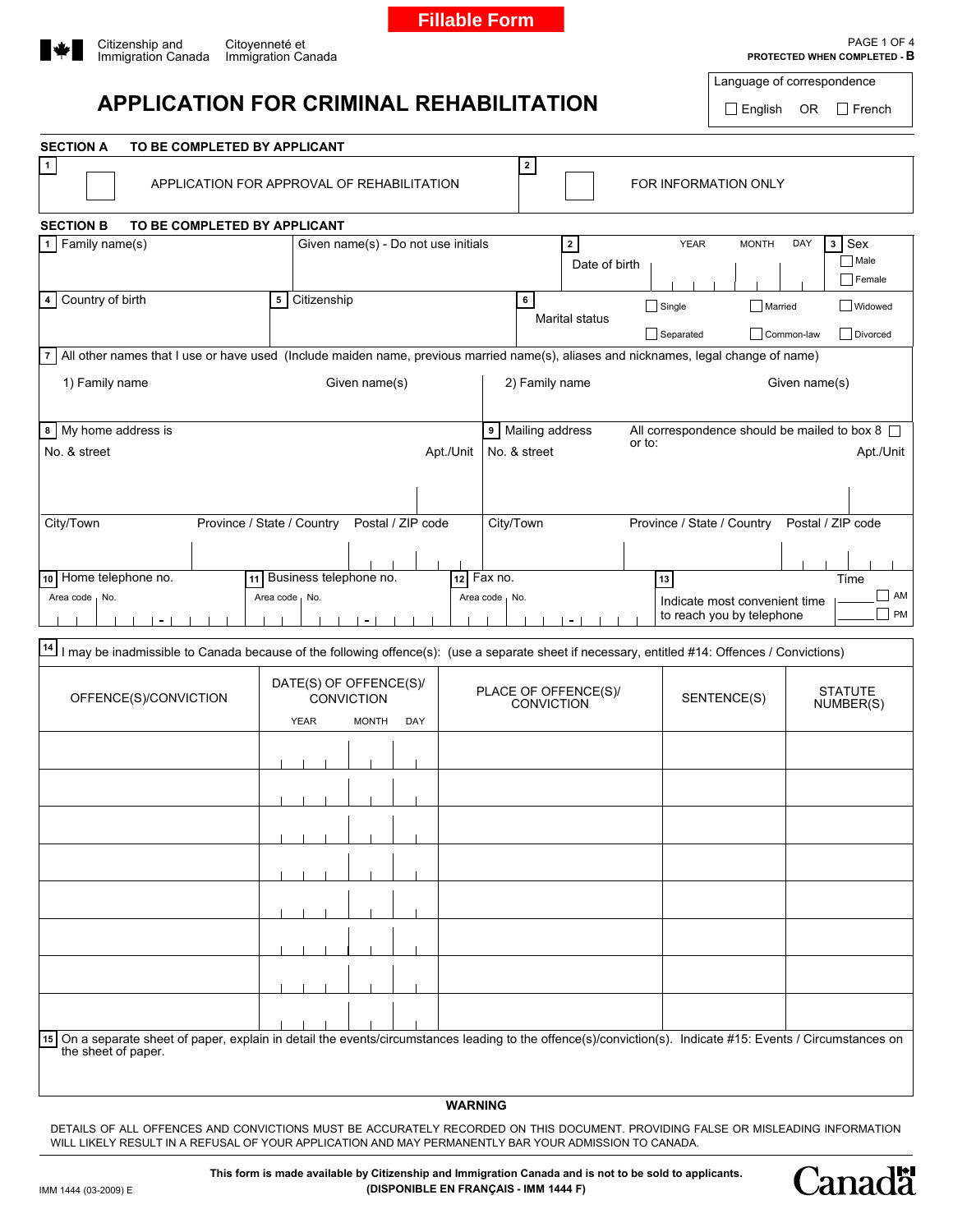Fillable Form

Citizenship and Immigration Canada / Citoyenneté et Immigration Canada

PROTECTED WHEN COMPLETED - B

# APPLICATION FOR CRIMINAL REHABILITATION

Language of correspondence
☐ English OR ☐ French

## SECTION A TO BE COMPLETED BY APPLICANT

1 ☐ APPLICATION FOR APPROVAL OF REHABILITATION

2 ☐ FOR INFORMATION ONLY

## SECTION B TO BE COMPLETED BY APPLICANT

1 Family name(s)

Given name(s) - Do not use initials

2 Date of birth YEAR MONTH DAY

3 Sex ☐ Male ☐ Female

4 Country of birth

5 Citizenship

6 Marital status ☐ Single ☐ Married ☐ Widowed ☐ Separated ☐ Common-law ☐ Divorced

7 All other names that I use or have used (Include maiden name, previous married name(s), aliases and nicknames, legal change of name)

1) Family name Given name(s)

2) Family name Given name(s)

8 My home address is

No. & street Apt./Unit

City/Town Province / State / Country Postal / ZIP code

9 Mailing address All correspondence should be mailed to box 8 ☐ or to:

No. & street Apt./Unit

City/Town Province / State / Country Postal / ZIP code

10 Home telephone no. Area code No.

11 Business telephone no. Area code No.

12 Fax no. Area code No.

13 Indicate most convenient time to reach you by telephone Time ☐ AM ☐ PM

14 I may be inadmissible to Canada because of the following offence(s): (use a separate sheet if necessary, entitled #14: Offences / Convictions)

| OFFENCE(S)/CONVICTION | DATE(S) OF OFFENCE(S)/ CONVICTION | | | PLACE OF OFFENCE(S)/ CONVICTION | SENTENCE(S) | STATUTE NUMBER(S) |
|---|---|---|---|---|---|---|
| | YEAR | MONTH | DAY | | | |
| | | | | | | |
| | | | | | | |
| | | | | | | |
| | | | | | | |
| | | | | | | |
| | | | | | | |
| | | | | | | |
| | | | | | | |

15 On a separate sheet of paper, explain in detail the events/circumstances leading to the offence(s)/conviction(s). Indicate #15: Events / Circumstances on the sheet of paper.

**WARNING**

DETAILS OF ALL OFFENCES AND CONVICTIONS MUST BE ACCURATELY RECORDED ON THIS DOCUMENT. PROVIDING FALSE OR MISLEADING INFORMATION WILL LIKELY RESULT IN A REFUSAL OF YOUR APPLICATION AND MAY PERMANENTLY BAR YOUR ADMISSION TO CANADA.

**This form is made available by Citizenship and Immigration Canada and is not to be sold to applicants.**
**(DISPONIBLE EN FRANÇAIS - IMM 1444 F)**

IMM 1444 (03-2009) E

Canada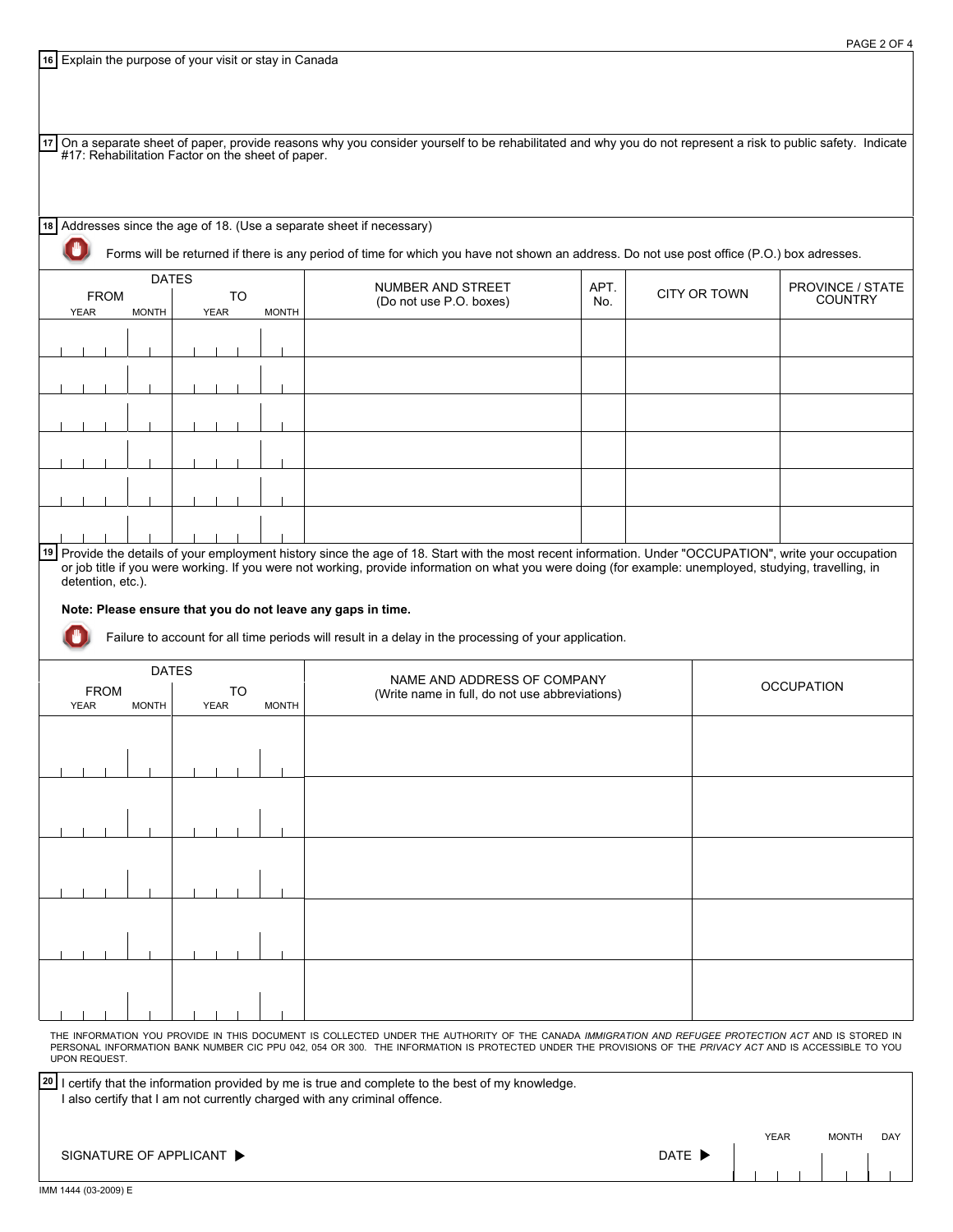**16** Explain the purpose of your visit or stay in Canada

**17** On a separate sheet of paper, provide reasons why you consider yourself to be rehabilitated and why you do not represent a risk to public safety. Indicate #17: Rehabilitation Factor on the sheet of paper.

**18** Addresses since the age of 18. (Use a separate sheet if necessary)

Forms will be returned if there is any period of time for which you have not shown an address. Do not use post office (P.O.) box adresses.

| DATES | | | | NUMBER AND STREET (Do not use P.O. boxes) | APT. No. | CITY OR TOWN | PROVINCE / STATE COUNTRY |
|---|---|---|---|---|---|---|---|
| FROM | | TO | | | | | |
| YEAR | MONTH | YEAR | MONTH | | | | |
| | | | | | | | |
| | | | | | | | |
| | | | | | | | |
| | | | | | | | |
| | | | | | | | |
| | | | | | | | |

**19** Provide the details of your employment history since the age of 18. Start with the most recent information. Under "OCCUPATION", write your occupation or job title if you were working. If you were not working, provide information on what you were doing (for example: unemployed, studying, travelling, in detention, etc.).

**Note: Please ensure that you do not leave any gaps in time.**

Failure to account for all time periods will result in a delay in the processing of your application.

| DATES | | | | NAME AND ADDRESS OF COMPANY (Write name in full, do not use abbreviations) | OCCUPATION |
|---|---|---|---|---|---|
| FROM | | TO | | | |
| YEAR | MONTH | YEAR | MONTH | | |
| | | | | | |
| | | | | | |
| | | | | | |
| | | | | | |
| | | | | | |

THE INFORMATION YOU PROVIDE IN THIS DOCUMENT IS COLLECTED UNDER THE AUTHORITY OF THE CANADA *IMMIGRATION AND REFUGEE PROTECTION ACT* AND IS STORED IN PERSONAL INFORMATION BANK NUMBER CIC PPU 042, 054 OR 300. THE INFORMATION IS PROTECTED UNDER THE PROVISIONS OF THE *PRIVACY ACT* AND IS ACCESSIBLE TO YOU UPON REQUEST.

**20** I certify that the information provided by me is true and complete to the best of my knowledge.
I also certify that I am not currently charged with any criminal offence.

SIGNATURE OF APPLICANT ▶ DATE ▶ YEAR MONTH DAY

IMM 1444 (03-2009) E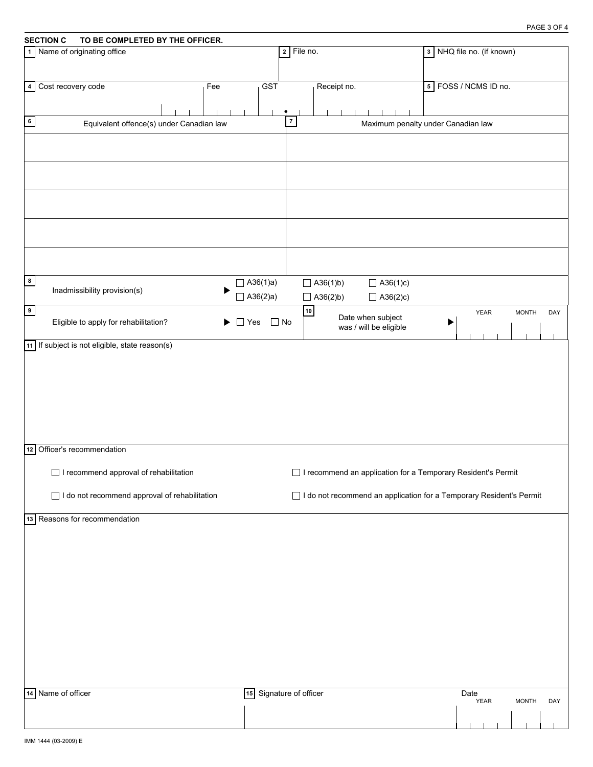## SECTION C TO BE COMPLETED BY THE OFFICER.

| 1 Name of originating office | 2 File no. | 3 NHQ file no. (if known) |
|---|---|---|
| | | |

| 4 Cost recovery code | Fee | GST | Receipt no. | 5 FOSS / NCMS ID no. |
|---|---|---|---|---|
| | | | | |

| 6 Equivalent offence(s) under Canadian law | 7 Maximum penalty under Canadian law |
|---|---|
| | |
| | |
| | |
| | |
| | |

**8** Inadmissibility provision(s) ▶ ☐ A36(1)a) ☐ A36(1)b) ☐ A36(1)c) ☐ A36(2)a) ☐ A36(2)b) ☐ A36(2)c)

**9** Eligible to apply for rehabilitation? ▶ ☐ Yes ☐ No

**10** Date when subject was / will be eligible ▶ YEAR MONTH DAY

**11** If subject is not eligible, state reason(s)

**12** Officer's recommendation

☐ I recommend approval of rehabilitation

☐ I do not recommend approval of rehabilitation

☐ I recommend an application for a Temporary Resident's Permit

☐ I do not recommend an application for a Temporary Resident's Permit

**13** Reasons for recommendation

| 14 Name of officer | 15 Signature of officer | Date YEAR MONTH DAY |
|---|---|---|
| | | |

IMM 1444 (03-2009) E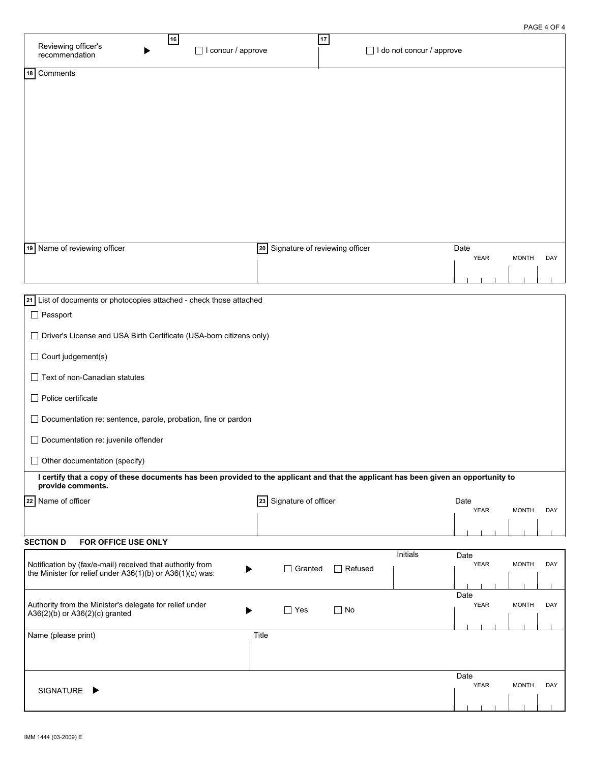| | | |
|---|---|---|
| Reviewing officer's recommendation ▶ | 16 ☐ I concur / approve | 17 ☐ I do not concur / approve |

18 Comments

| 19 Name of reviewing officer | 20 Signature of reviewing officer | Date YEAR MONTH DAY |
|---|---|---|
| | | |

21 List of documents or photocopies attached - check those attached

- ☐ Passport
- ☐ Driver's License and USA Birth Certificate (USA-born citizens only)
- ☐ Court judgement(s)
- ☐ Text of non-Canadian statutes
- ☐ Police certificate
- ☐ Documentation re: sentence, parole, probation, fine or pardon
- ☐ Documentation re: juvenile offender
- ☐ Other documentation (specify)

**I certify that a copy of these documents has been provided to the applicant and that the applicant has been given an opportunity to provide comments.**

| 22 Name of officer | 23 Signature of officer | Date YEAR MONTH DAY |
|---|---|---|
| | | |

## SECTION D FOR OFFICE USE ONLY

| | | | Initials | Date YEAR MONTH DAY |
|---|---|---|---|---|
| Notification by (fax/e-mail) received that authority from the Minister for relief under A36(1)(b) or A36(1)(c) was: ▶ | ☐ Granted | ☐ Refused | | |
| Authority from the Minister's delegate for relief under A36(2)(b) or A36(2)(c) granted ▶ | ☐ Yes | ☐ No | | Date YEAR MONTH DAY |

| Name (please print) | Title |
|---|---|
| | |

| SIGNATURE ▶ | Date YEAR MONTH DAY |
|---|---|
| | |

IMM 1444 (03-2009) E